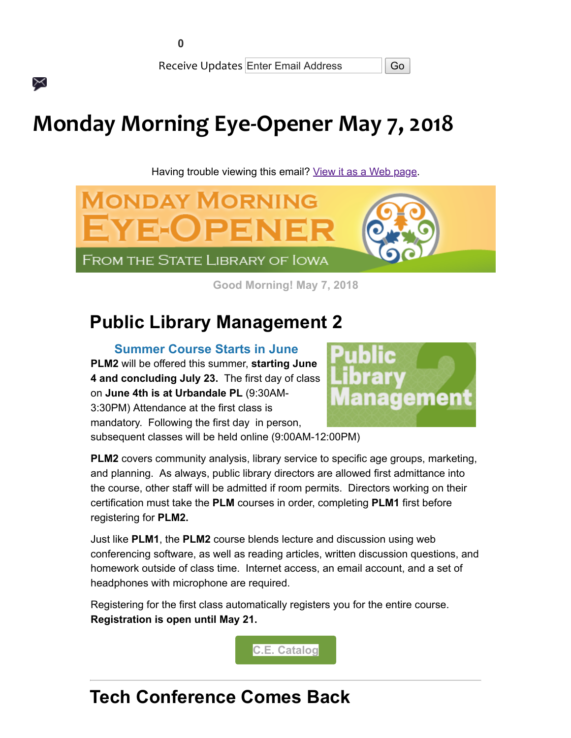0

Receive Updates Enter Email Address Go

# Monday Morning Eye-Opener May 7, 2018

Having trouble viewing this email? View it as a Web page.

Good Morning! May 7, 2018

## Public Library Management 2

### Summer Course Starts in June

**PLM2** will be offered this summer, **starting June 4 and concluding July 23.** The first day of class on **June 4th is at Urbandale PL** (9:30AM-3:30PM) Attendance at the first class is mandatory. Following the first day in person, subsequent classes will be held online (9:00AM-12:00PM)

**PLM2** covers community analysis, library service to specific age groups, marketing, and planning. As always, public library directors are allowed first admittance into the course, other staff will be admitted if room permits. Directors working on their certification must take the **PLM** courses in order, completing **PLM1** first before registering for **PLM2.**

Just like **PLM1**, the **PLM2** course blends lecture and discussion using web conferencing software, as well as reading articles, written discussion questions, and homework outside of class time. Internet access, an email account, and a set of headphones with microphone are required.

Registering for the first class automatically registers you for the entire course. **Registration is open until May 21.**

C.E. Catalog

---

## Tech Conference Comes Back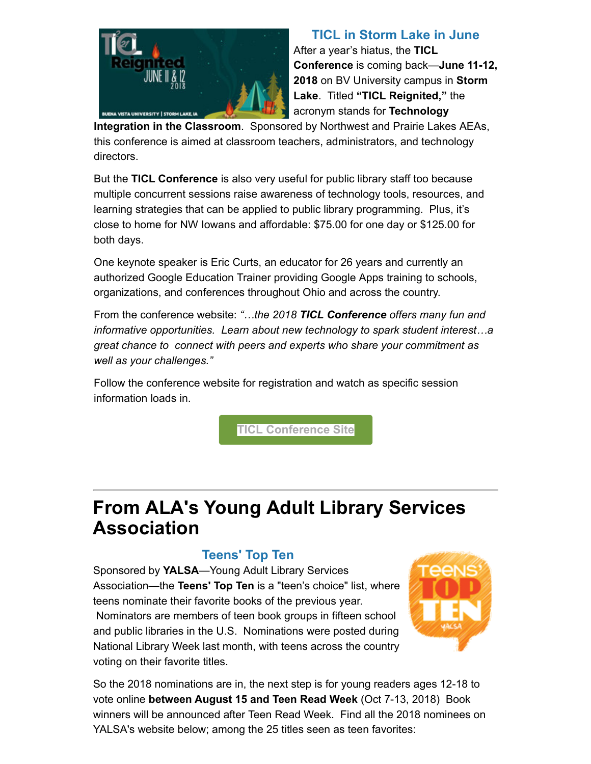### TICL in Storm Lake in June

After a year's hiatus, the **TICL Conference** is coming back—**June 11-12, 2018** on BV University campus in **Storm Lake**. Titled **"TICL Reignited,"** the acronym stands for **Technology Integration in the Classroom**. Sponsored by Northwest and Prairie Lakes AEAs, this conference is aimed at classroom teachers, administrators, and technology directors.

But the **TICL Conference** is also very useful for public library staff too because multiple concurrent sessions raise awareness of technology tools, resources, and learning strategies that can be applied to public library programming. Plus, it's close to home for NW Iowans and affordable: $75.00 for one day or $125.00 for both days.

One keynote speaker is Eric Curts, an educator for 26 years and currently an authorized Google Education Trainer providing Google Apps training to schools, organizations, and conferences throughout Ohio and across the country.

From the conference website: *"…the 2018* ***TICL Conference*** *offers many fun and informative opportunities. Learn about new technology to spark student interest…a great chance to connect with peers and experts who share your commitment as well as your challenges."*

Follow the conference website for registration and watch as specific session information loads in.

TICL Conference Site

---

## From ALA's Young Adult Library Services Association

### Teens' Top Ten

Sponsored by **YALSA**—Young Adult Library Services Association—the **Teens' Top Ten** is a "teen's choice" list, where teens nominate their favorite books of the previous year. Nominators are members of teen book groups in fifteen school and public libraries in the U.S. Nominations were posted during National Library Week last month, with teens across the country voting on their favorite titles.

So the 2018 nominations are in, the next step is for young readers ages 12-18 to vote online **between August 15 and Teen Read Week** (Oct 7-13, 2018) Book winners will be announced after Teen Read Week. Find all the 2018 nominees on YALSA's website below; among the 25 titles seen as teen favorites: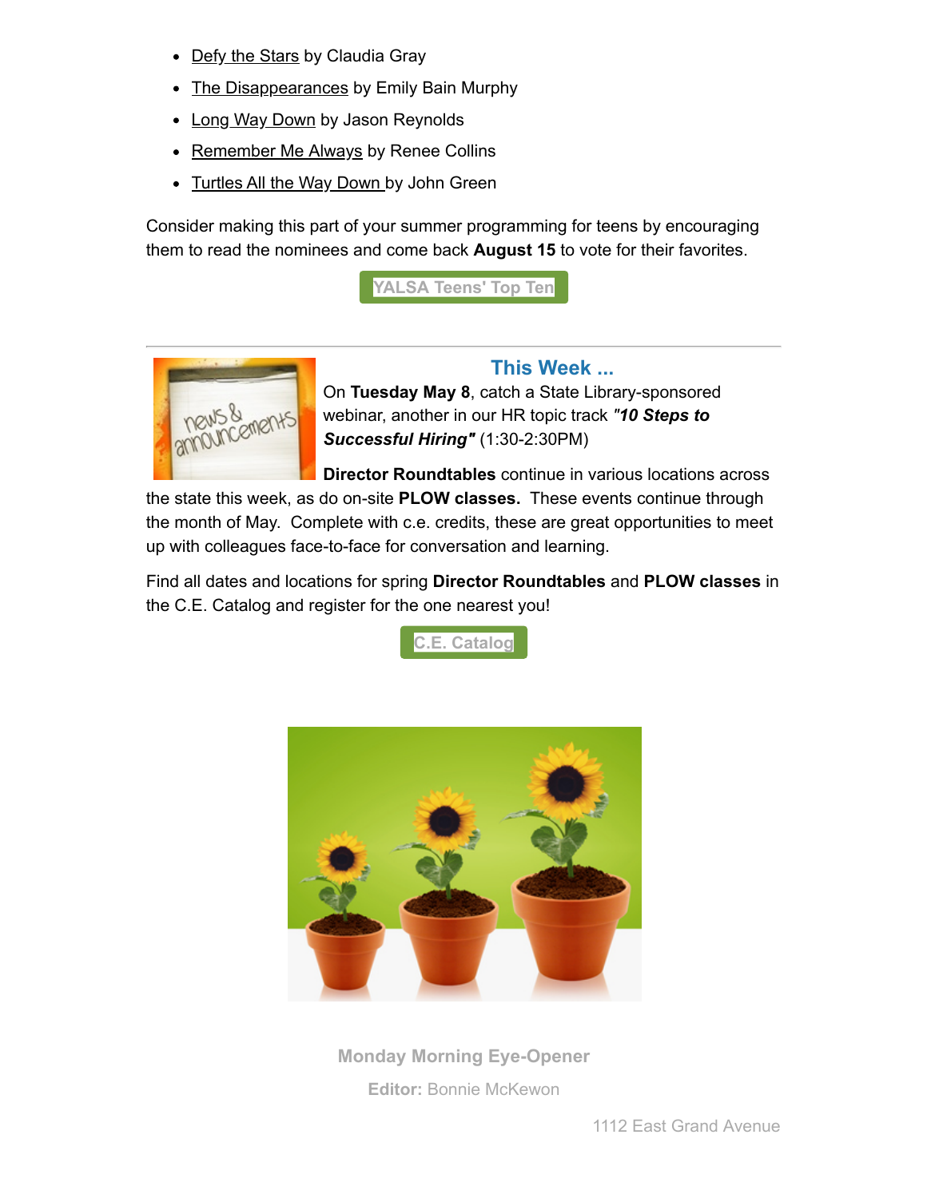- Defy the Stars by Claudia Gray
- The Disappearances by Emily Bain Murphy
- Long Way Down by Jason Reynolds
- Remember Me Always by Renee Collins
- Turtles All the Way Down by John Green

Consider making this part of your summer programming for teens by encouraging them to read the nominees and come back **August 15** to vote for their favorites.

YALSA Teens' Top Ten

---

## This Week ...

On **Tuesday May 8**, catch a State Library-sponsored webinar, another in our HR topic track ***"10 Steps to Successful Hiring"*** (1:30-2:30PM)

**Director Roundtables** continue in various locations across the state this week, as do on-site **PLOW classes.** These events continue through the month of May. Complete with c.e. credits, these are great opportunities to meet up with colleagues face-to-face for conversation and learning.

Find all dates and locations for spring **Director Roundtables** and **PLOW classes** in the C.E. Catalog and register for the one nearest you!

C.E. Catalog

**Monday Morning Eye-Opener**

**Editor:** Bonnie McKewon

1112 East Grand Avenue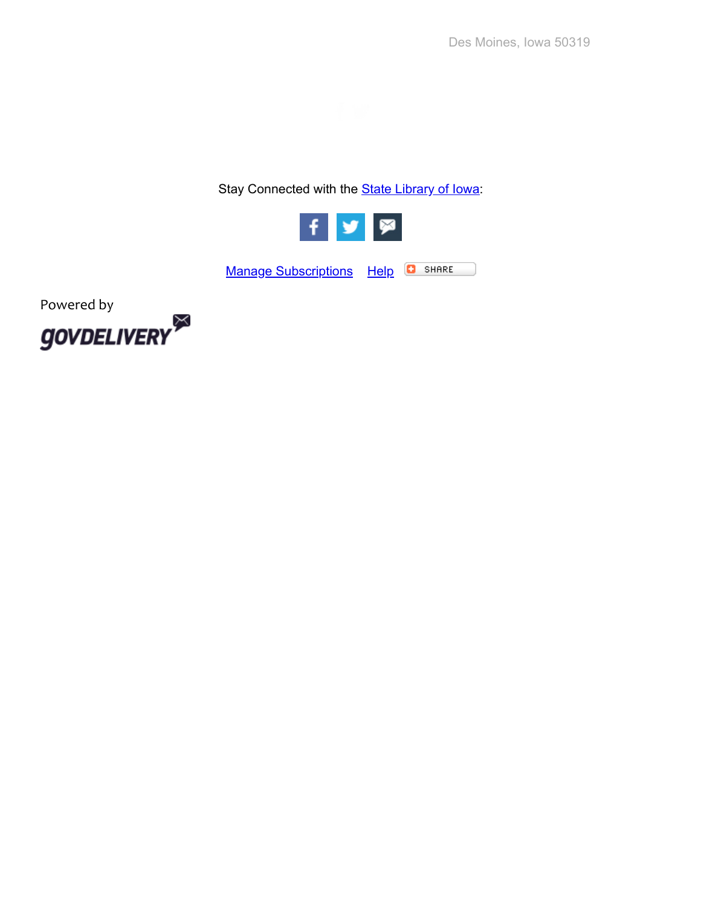Des Moines, Iowa 50319

Stay Connected with the State Library of Iowa:

Manage Subscriptions Help SHARE

Powered by

GOVDELIVERY